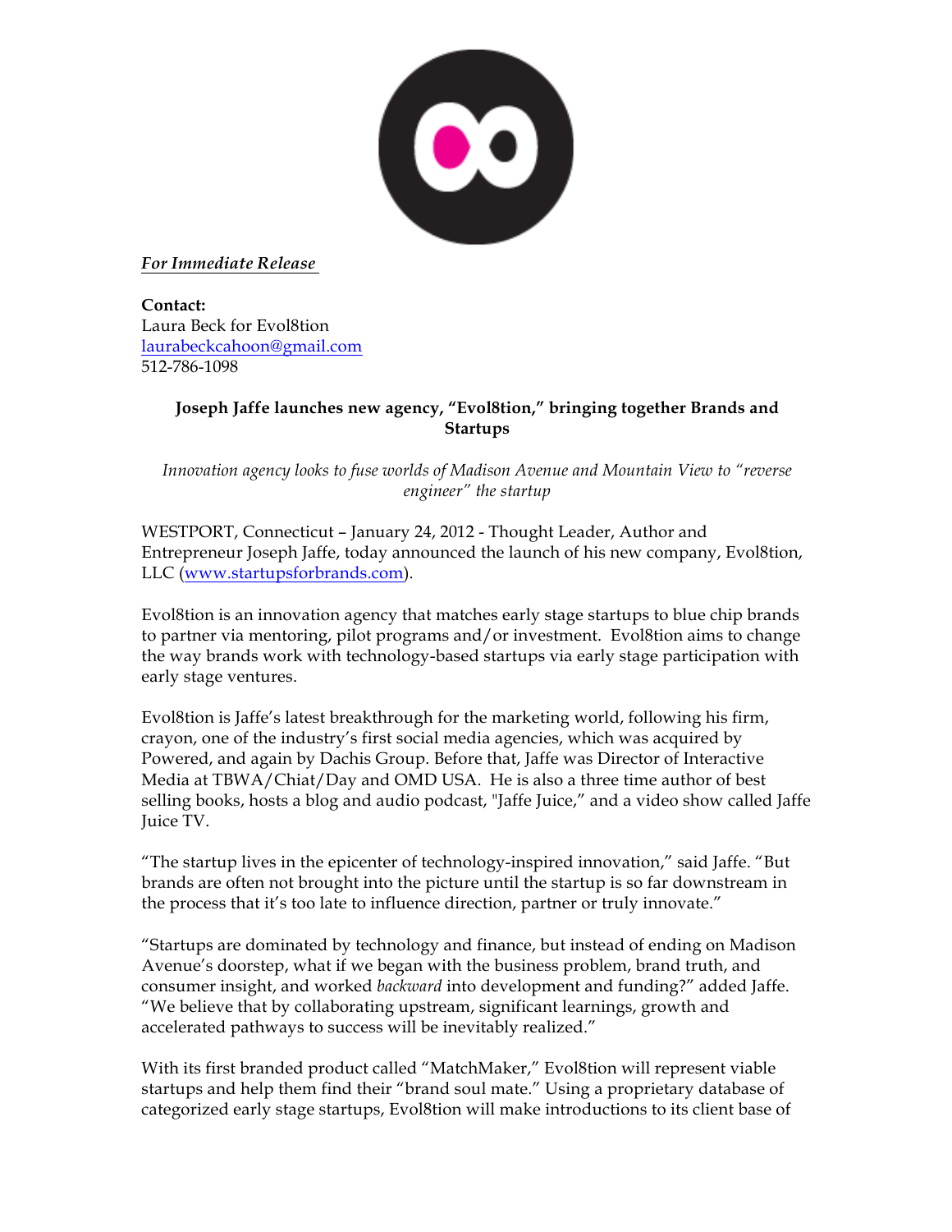***For Immediate Release***

**Contact:**
Laura Beck for Evol8tion
laurabeckcahoon@gmail.com
512-786-1098

**Joseph Jaffe launches new agency, "Evol8tion," bringing together Brands and Startups**

*Innovation agency looks to fuse worlds of Madison Avenue and Mountain View to "reverse engineer" the startup*

WESTPORT, Connecticut – January 24, 2012 - Thought Leader, Author and Entrepreneur Joseph Jaffe, today announced the launch of his new company, Evol8tion, LLC (www.startupsforbrands.com).

Evol8tion is an innovation agency that matches early stage startups to blue chip brands to partner via mentoring, pilot programs and/or investment. Evol8tion aims to change the way brands work with technology-based startups via early stage participation with early stage ventures.

Evol8tion is Jaffe's latest breakthrough for the marketing world, following his firm, crayon, one of the industry's first social media agencies, which was acquired by Powered, and again by Dachis Group. Before that, Jaffe was Director of Interactive Media at TBWA/Chiat/Day and OMD USA. He is also a three time author of best selling books, hosts a blog and audio podcast, "Jaffe Juice," and a video show called Jaffe Juice TV.

"The startup lives in the epicenter of technology-inspired innovation," said Jaffe. "But brands are often not brought into the picture until the startup is so far downstream in the process that it's too late to influence direction, partner or truly innovate."

"Startups are dominated by technology and finance, but instead of ending on Madison Avenue's doorstep, what if we began with the business problem, brand truth, and consumer insight, and worked *backward* into development and funding?" added Jaffe. "We believe that by collaborating upstream, significant learnings, growth and accelerated pathways to success will be inevitably realized."

With its first branded product called "MatchMaker," Evol8tion will represent viable startups and help them find their "brand soul mate." Using a proprietary database of categorized early stage startups, Evol8tion will make introductions to its client base of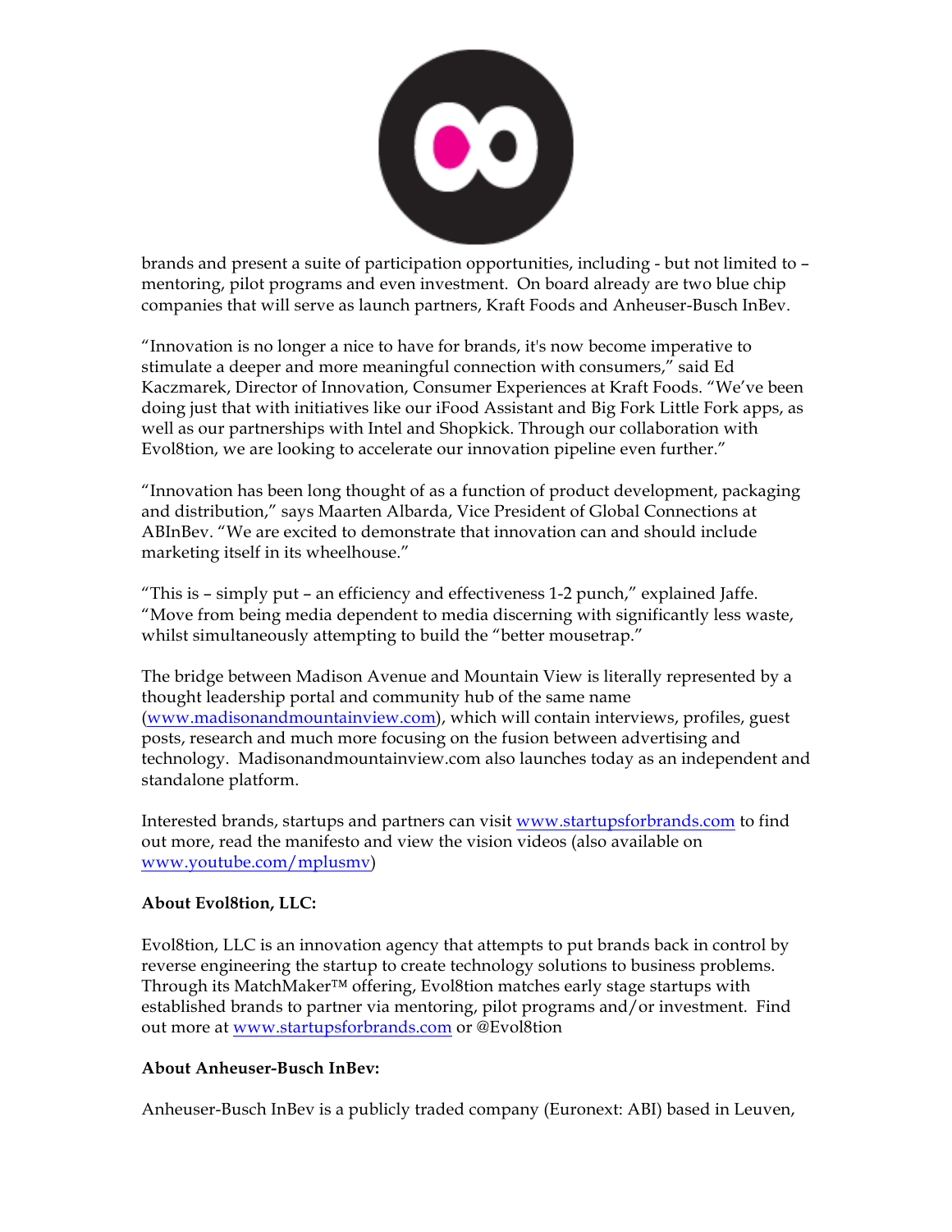brands and present a suite of participation opportunities, including - but not limited to – mentoring, pilot programs and even investment. On board already are two blue chip companies that will serve as launch partners, Kraft Foods and Anheuser-Busch InBev.

"Innovation is no longer a nice to have for brands, it's now become imperative to stimulate a deeper and more meaningful connection with consumers," said Ed Kaczmarek, Director of Innovation, Consumer Experiences at Kraft Foods. "We've been doing just that with initiatives like our iFood Assistant and Big Fork Little Fork apps, as well as our partnerships with Intel and Shopkick. Through our collaboration with Evol8tion, we are looking to accelerate our innovation pipeline even further."

"Innovation has been long thought of as a function of product development, packaging and distribution," says Maarten Albarda, Vice President of Global Connections at ABInBev. "We are excited to demonstrate that innovation can and should include marketing itself in its wheelhouse."

"This is – simply put – an efficiency and effectiveness 1-2 punch," explained Jaffe. "Move from being media dependent to media discerning with significantly less waste, whilst simultaneously attempting to build the "better mousetrap."

The bridge between Madison Avenue and Mountain View is literally represented by a thought leadership portal and community hub of the same name (www.madisonandmountainview.com), which will contain interviews, profiles, guest posts, research and much more focusing on the fusion between advertising and technology. Madisonandmountainview.com also launches today as an independent and standalone platform.

Interested brands, startups and partners can visit www.startupsforbrands.com to find out more, read the manifesto and view the vision videos (also available on www.youtube.com/mplusmv)

**About Evol8tion, LLC:**

Evol8tion, LLC is an innovation agency that attempts to put brands back in control by reverse engineering the startup to create technology solutions to business problems. Through its MatchMaker™ offering, Evol8tion matches early stage startups with established brands to partner via mentoring, pilot programs and/or investment. Find out more at www.startupsforbrands.com or @Evol8tion

**About Anheuser-Busch InBev:**

Anheuser-Busch InBev is a publicly traded company (Euronext: ABI) based in Leuven,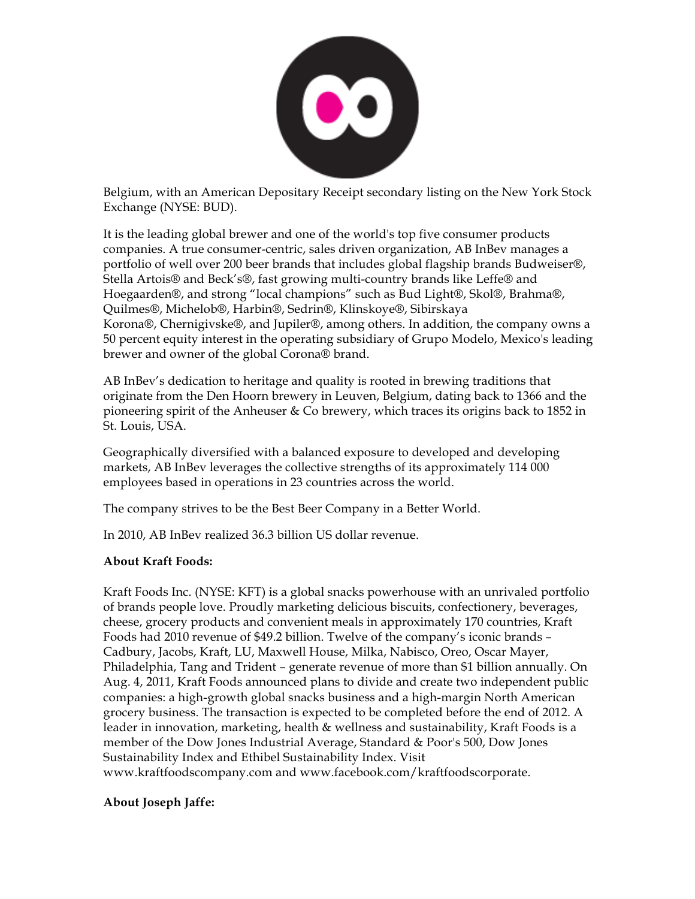Belgium, with an American Depositary Receipt secondary listing on the New York Stock Exchange (NYSE: BUD).

It is the leading global brewer and one of the world's top five consumer products companies. A true consumer-centric, sales driven organization, AB InBev manages a portfolio of well over 200 beer brands that includes global flagship brands Budweiser®, Stella Artois® and Beck's®, fast growing multi-country brands like Leffe® and Hoegaarden®, and strong "local champions" such as Bud Light®, Skol®, Brahma®, Quilmes®, Michelob®, Harbin®, Sedrin®, Klinskoye®, Sibirskaya Korona®, Chernigivske®, and Jupiler®, among others. In addition, the company owns a 50 percent equity interest in the operating subsidiary of Grupo Modelo, Mexico's leading brewer and owner of the global Corona® brand.

AB InBev's dedication to heritage and quality is rooted in brewing traditions that originate from the Den Hoorn brewery in Leuven, Belgium, dating back to 1366 and the pioneering spirit of the Anheuser & Co brewery, which traces its origins back to 1852 in St. Louis, USA.

Geographically diversified with a balanced exposure to developed and developing markets, AB InBev leverages the collective strengths of its approximately 114 000 employees based in operations in 23 countries across the world.

The company strives to be the Best Beer Company in a Better World.

In 2010, AB InBev realized 36.3 billion US dollar revenue.

**About Kraft Foods:**

Kraft Foods Inc. (NYSE: KFT) is a global snacks powerhouse with an unrivaled portfolio of brands people love. Proudly marketing delicious biscuits, confectionery, beverages, cheese, grocery products and convenient meals in approximately 170 countries, Kraft Foods had 2010 revenue of $49.2 billion. Twelve of the company's iconic brands – Cadbury, Jacobs, Kraft, LU, Maxwell House, Milka, Nabisco, Oreo, Oscar Mayer, Philadelphia, Tang and Trident – generate revenue of more than $1 billion annually. On Aug. 4, 2011, Kraft Foods announced plans to divide and create two independent public companies: a high-growth global snacks business and a high-margin North American grocery business. The transaction is expected to be completed before the end of 2012. A leader in innovation, marketing, health & wellness and sustainability, Kraft Foods is a member of the Dow Jones Industrial Average, Standard & Poor's 500, Dow Jones Sustainability Index and Ethibel Sustainability Index. Visit www.kraftfoodscompany.com and www.facebook.com/kraftfoodscorporate.

**About Joseph Jaffe:**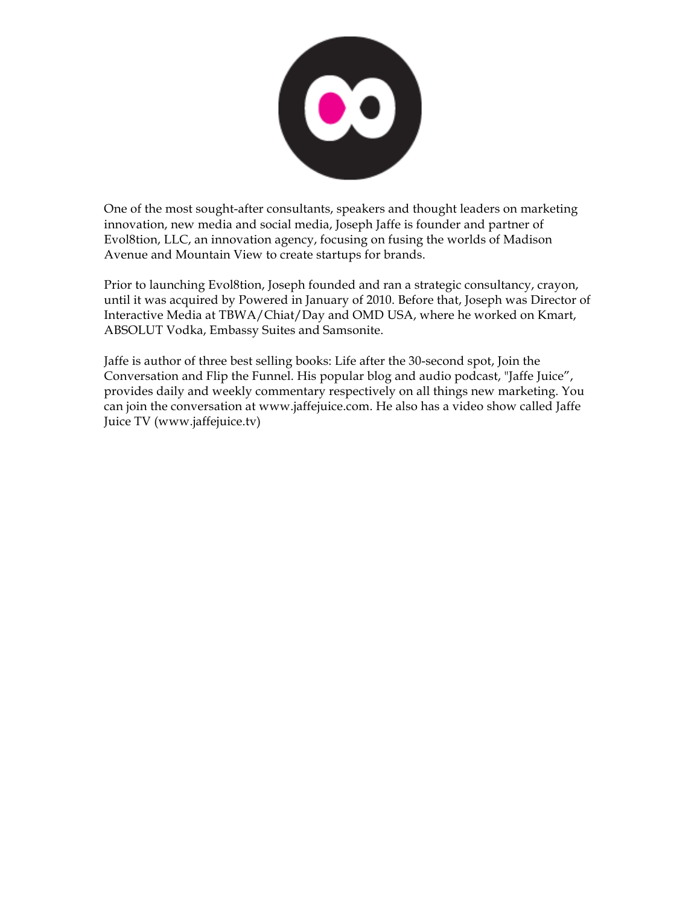One of the most sought-after consultants, speakers and thought leaders on marketing innovation, new media and social media, Joseph Jaffe is founder and partner of Evol8tion, LLC, an innovation agency, focusing on fusing the worlds of Madison Avenue and Mountain View to create startups for brands.

Prior to launching Evol8tion, Joseph founded and ran a strategic consultancy, crayon, until it was acquired by Powered in January of 2010. Before that, Joseph was Director of Interactive Media at TBWA/Chiat/Day and OMD USA, where he worked on Kmart, ABSOLUT Vodka, Embassy Suites and Samsonite.

Jaffe is author of three best selling books: Life after the 30-second spot, Join the Conversation and Flip the Funnel. His popular blog and audio podcast, "Jaffe Juice", provides daily and weekly commentary respectively on all things new marketing. You can join the conversation at www.jaffejuice.com. He also has a video show called Jaffe Juice TV (www.jaffejuice.tv)